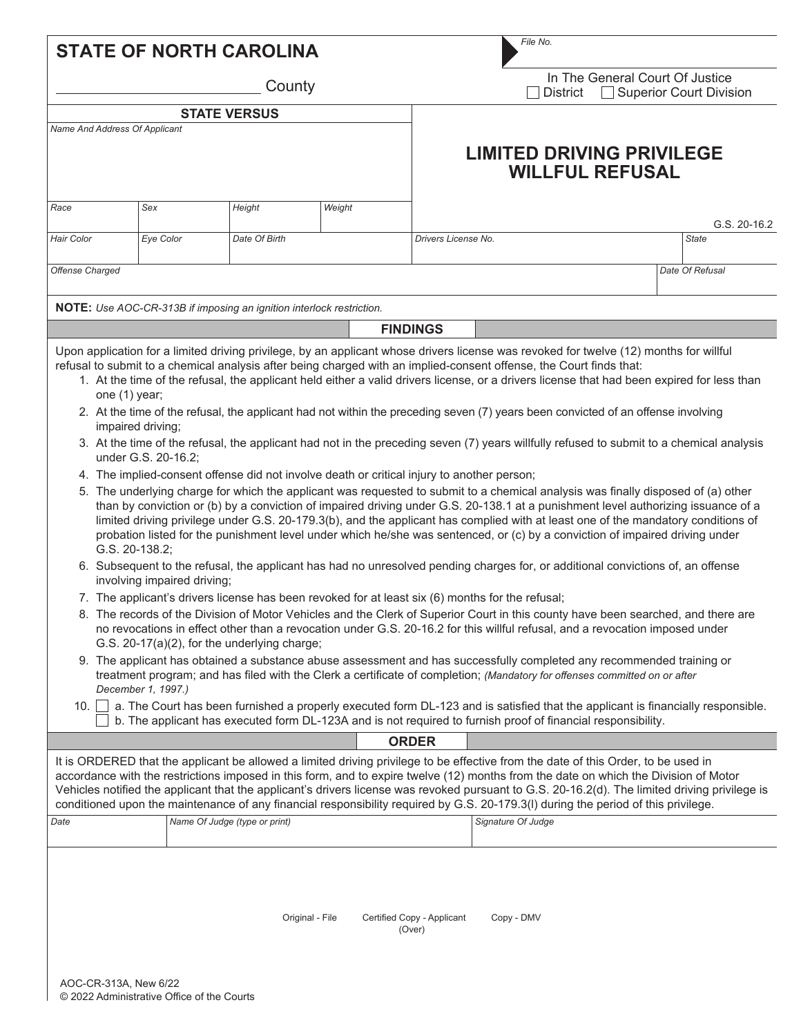# STATE OF NORTH CAROLINA

_________________________ County

File No.

In The General Court Of Justice
☐ District ☐ Superior Court Division

**STATE VERSUS**

| Name And Address Of Applicant | | | |
|---|---|---|---|
| | | | |
| Race | Sex | Height | Weight |
| Hair Color | Eye Color | Date Of Birth | |

## LIMITED DRIVING PRIVILEGE WILLFUL REFUSAL

G.S. 20-16.2

| Drivers License No. | State |
|---|---|
| | |

| Offense Charged | Date Of Refusal |
|---|---|
| | |

**NOTE:** *Use AOC-CR-313B if imposing an ignition interlock restriction.*

## FINDINGS

Upon application for a limited driving privilege, by an applicant whose drivers license was revoked for twelve (12) months for willful refusal to submit to a chemical analysis after being charged with an implied-consent offense, the Court finds that:

1. At the time of the refusal, the applicant held either a valid drivers license, or a drivers license that had been expired for less than one (1) year;
2. At the time of the refusal, the applicant had not within the preceding seven (7) years been convicted of an offense involving impaired driving;
3. At the time of the refusal, the applicant had not in the preceding seven (7) years willfully refused to submit to a chemical analysis under G.S. 20-16.2;
4. The implied-consent offense did not involve death or critical injury to another person;
5. The underlying charge for which the applicant was requested to submit to a chemical analysis was finally disposed of (a) other than by conviction or (b) by a conviction of impaired driving under G.S. 20-138.1 at a punishment level authorizing issuance of a limited driving privilege under G.S. 20-179.3(b), and the applicant has complied with at least one of the mandatory conditions of probation listed for the punishment level under which he/she was sentenced, or (c) by a conviction of impaired driving under G.S. 20-138.2;
6. Subsequent to the refusal, the applicant has had no unresolved pending charges for, or additional convictions of, an offense involving impaired driving;
7. The applicant's drivers license has been revoked for at least six (6) months for the refusal;
8. The records of the Division of Motor Vehicles and the Clerk of Superior Court in this county have been searched, and there are no revocations in effect other than a revocation under G.S. 20-16.2 for this willful refusal, and a revocation imposed under G.S. 20-17(a)(2), for the underlying charge;
9. The applicant has obtained a substance abuse assessment and has successfully completed any recommended training or treatment program; and has filed with the Clerk a certificate of completion; *(Mandatory for offenses committed on or after December 1, 1997.)*
10. ☐ a. The Court has been furnished a properly executed form DL-123 and is satisfied that the applicant is financially responsible.
    ☐ b. The applicant has executed form DL-123A and is not required to furnish proof of financial responsibility.

## ORDER

It is ORDERED that the applicant be allowed a limited driving privilege to be effective from the date of this Order, to be used in accordance with the restrictions imposed in this form, and to expire twelve (12) months from the date on which the Division of Motor Vehicles notified the applicant that the applicant's drivers license was revoked pursuant to G.S. 20-16.2(d). The limited driving privilege is conditioned upon the maintenance of any financial responsibility required by G.S. 20-179.3(l) during the period of this privilege.

| Date | Name Of Judge (type or print) | Signature Of Judge |
|---|---|---|
| | | |

Original - File    Certified Copy - Applicant    Copy - DMV

(Over)

AOC-CR-313A, New 6/22
© 2022 Administrative Office of the Courts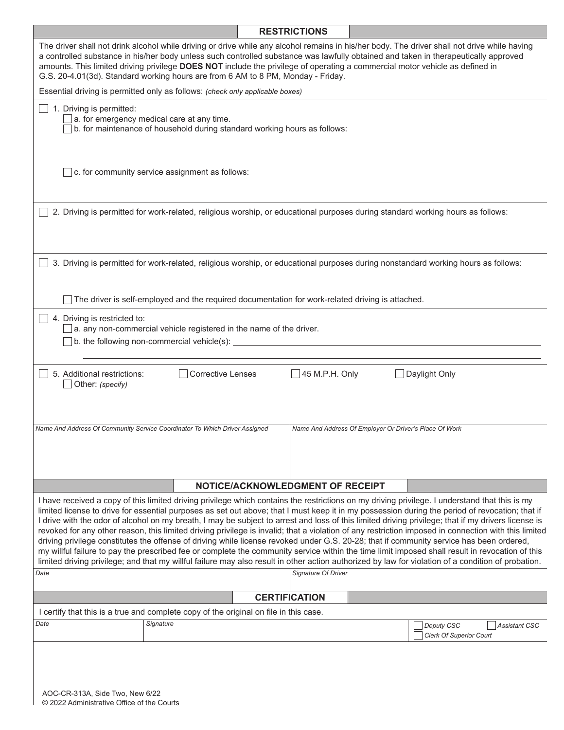## RESTRICTIONS

The driver shall not drink alcohol while driving or drive while any alcohol remains in his/her body. The driver shall not drive while having a controlled substance in his/her body unless such controlled substance was lawfully obtained and taken in therapeutically approved amounts. This limited driving privilege **DOES NOT** include the privilege of operating a commercial motor vehicle as defined in G.S. 20-4.01(3d). Standard working hours are from 6 AM to 8 PM, Monday - Friday.

Essential driving is permitted only as follows: *(check only applicable boxes)*

☐ 1. Driving is permitted:
- ☐ a. for emergency medical care at any time.
- ☐ b. for maintenance of household during standard working hours as follows:
- ☐ c. for community service assignment as follows:

☐ 2. Driving is permitted for work-related, religious worship, or educational purposes during standard working hours as follows:

☐ 3. Driving is permitted for work-related, religious worship, or educational purposes during nonstandard working hours as follows:

☐ The driver is self-employed and the required documentation for work-related driving is attached.

☐ 4. Driving is restricted to:
- ☐ a. any non-commercial vehicle registered in the name of the driver.
- ☐ b. the following non-commercial vehicle(s): ______________________________

☐ 5. Additional restrictions: ☐ Corrective Lenses ☐ 45 M.P.H. Only ☐ Daylight Only
☐ Other: *(specify)*

| *Name And Address Of Community Service Coordinator To Which Driver Assigned* | *Name And Address Of Employer Or Driver's Place Of Work* |
|---|---|
| | |

## NOTICE/ACKNOWLEDGMENT OF RECEIPT

I have received a copy of this limited driving privilege which contains the restrictions on my driving privilege. I understand that this is my limited license to drive for essential purposes as set out above; that I must keep it in my possession during the period of revocation; that if I drive with the odor of alcohol on my breath, I may be subject to arrest and loss of this limited driving privilege; that if my drivers license is revoked for any other reason, this limited driving privilege is invalid; that a violation of any restriction imposed in connection with this limited driving privilege constitutes the offense of driving while license revoked under G.S. 20-28; that if community service has been ordered, my willful failure to pay the prescribed fee or complete the community service within the time limit imposed shall result in revocation of this limited driving privilege; and that my willful failure may also result in other action authorized by law for violation of a condition of probation.

| *Date* | *Signature Of Driver* |
|---|---|
| | |

## CERTIFICATION

I certify that this is a true and complete copy of the original on file in this case.

| *Date* | *Signature* | |
|---|---|---|
| | | ☐ *Deputy CSC* ☐ *Assistant CSC* ☐ *Clerk Of Superior Court* |

AOC-CR-313A, Side Two, New 6/22
© 2022 Administrative Office of the Courts